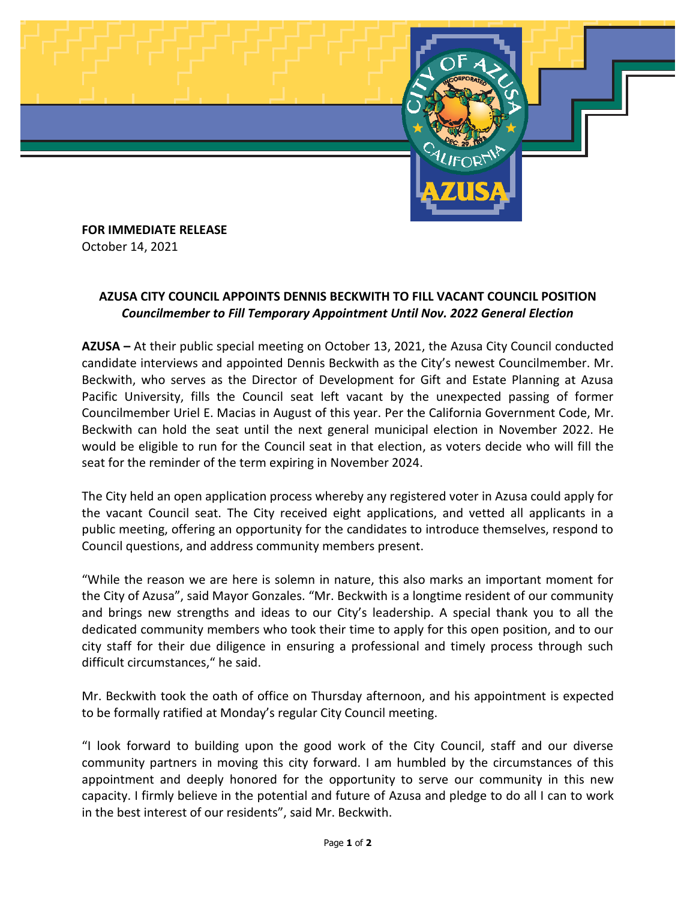**FOR IMMEDIATE RELEASE**
October 14, 2021

## AZUSA CITY COUNCIL APPOINTS DENNIS BECKWITH TO FILL VACANT COUNCIL POSITION

***Councilmember to Fill Temporary Appointment Until Nov. 2022 General Election***

**AZUSA –** At their public special meeting on October 13, 2021, the Azusa City Council conducted candidate interviews and appointed Dennis Beckwith as the City's newest Councilmember. Mr. Beckwith, who serves as the Director of Development for Gift and Estate Planning at Azusa Pacific University, fills the Council seat left vacant by the unexpected passing of former Councilmember Uriel E. Macias in August of this year. Per the California Government Code, Mr. Beckwith can hold the seat until the next general municipal election in November 2022. He would be eligible to run for the Council seat in that election, as voters decide who will fill the seat for the reminder of the term expiring in November 2024.

The City held an open application process whereby any registered voter in Azusa could apply for the vacant Council seat. The City received eight applications, and vetted all applicants in a public meeting, offering an opportunity for the candidates to introduce themselves, respond to Council questions, and address community members present.

"While the reason we are here is solemn in nature, this also marks an important moment for the City of Azusa", said Mayor Gonzales. "Mr. Beckwith is a longtime resident of our community and brings new strengths and ideas to our City's leadership. A special thank you to all the dedicated community members who took their time to apply for this open position, and to our city staff for their due diligence in ensuring a professional and timely process through such difficult circumstances," he said.

Mr. Beckwith took the oath of office on Thursday afternoon, and his appointment is expected to be formally ratified at Monday's regular City Council meeting.

"I look forward to building upon the good work of the City Council, staff and our diverse community partners in moving this city forward. I am humbled by the circumstances of this appointment and deeply honored for the opportunity to serve our community in this new capacity. I firmly believe in the potential and future of Azusa and pledge to do all I can to work in the best interest of our residents", said Mr. Beckwith.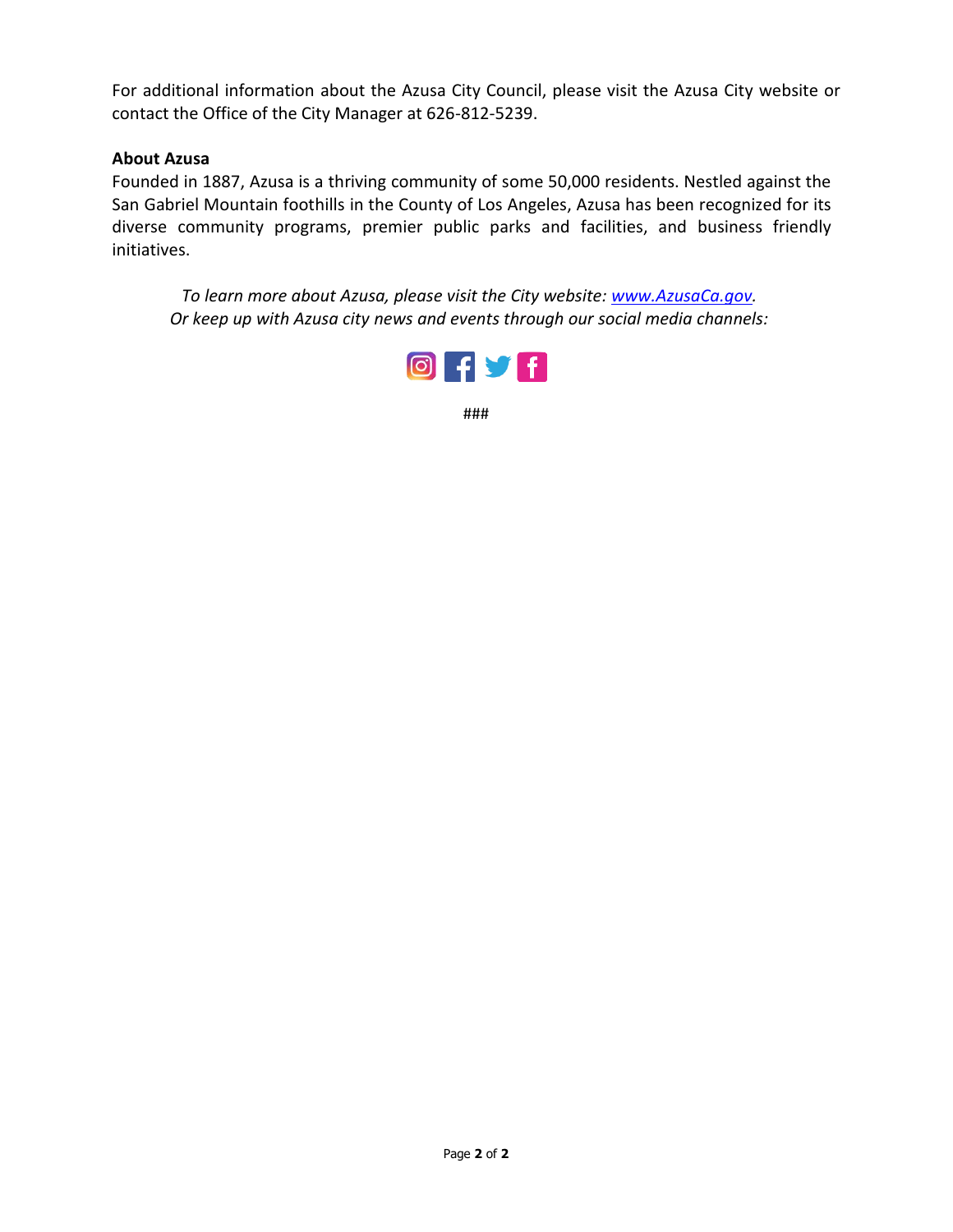For additional information about the Azusa City Council, please visit the Azusa City website or contact the Office of the City Manager at 626-812-5239.

**About Azusa**

Founded in 1887, Azusa is a thriving community of some 50,000 residents. Nestled against the San Gabriel Mountain foothills in the County of Los Angeles, Azusa has been recognized for its diverse community programs, premier public parks and facilities, and business friendly initiatives.

*To learn more about Azusa, please visit the City website: [www.AzusaCa.gov](http://www.AzusaCa.gov).*
*Or keep up with Azusa city news and events through our social media channels:*

###